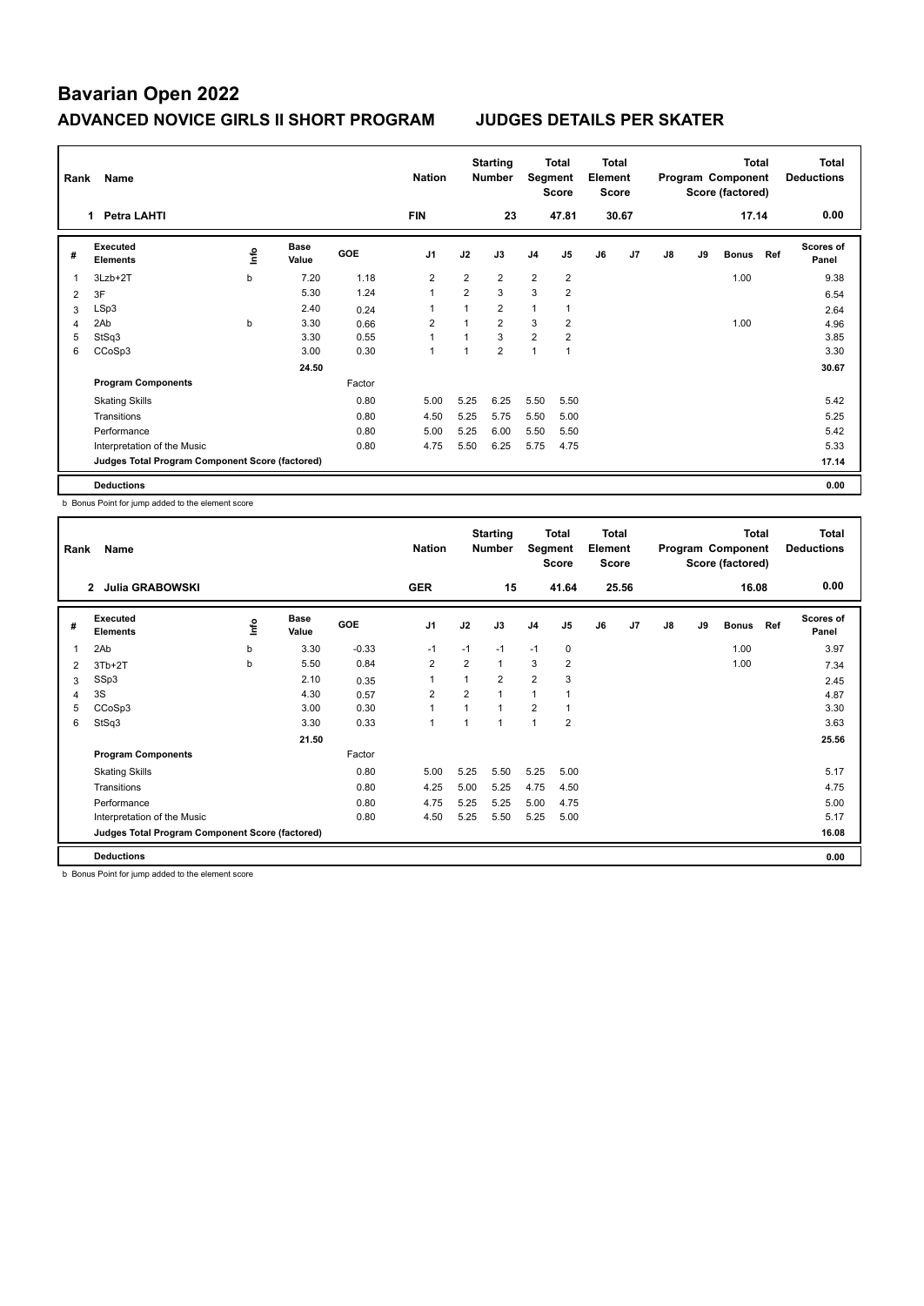# Bavarian Open 2022

## ADVANCED NOVICE GIRLS II SHORT PROGRAM JUDGES DETAILS PER SKATER

| Rank | Name | Nation | Starting Number | Total Segment Score | Total Element Score | Total Program Component Score (factored) | Total Deductions |
|---|---|---|---|---|---|---|---|
| 1 | Petra LAHTI | FIN | 23 | 47.81 | 30.67 | 17.14 | 0.00 |

| # | Executed Elements | Info | Base Value | GOE | J1 | J2 | J3 | J4 | J5 | J6 | J7 | J8 | J9 | Bonus | Ref | Scores of Panel |
|---|---|---|---|---|---|---|---|---|---|---|---|---|---|---|---|---|
| 1 | 3Lzb+2T | b | 7.20 | 1.18 | 2 | 2 | 2 | 2 | 2 | | | | | 1.00 | | 9.38 |
| 2 | 3F | | 5.30 | 1.24 | 1 | 2 | 3 | 3 | 2 | | | | | | | 6.54 |
| 3 | LSp3 | | 2.40 | 0.24 | 1 | 1 | 2 | 1 | 1 | | | | | | | 2.64 |
| 4 | 2Ab | b | 3.30 | 0.66 | 2 | 1 | 2 | 3 | 2 | | | | | 1.00 | | 4.96 |
| 5 | StSq3 | | 3.30 | 0.55 | 1 | 1 | 3 | 2 | 2 | | | | | | | 3.85 |
| 6 | CCoSp3 | | 3.00 | 0.30 | 1 | 1 | 2 | 1 | 1 | | | | | | | 3.30 |
| | | | 24.50 | | | | | | | | | | | | | 30.67 |
| | **Program Components** | | | Factor | | | | | | | | | | | | |
| | Skating Skills | | | 0.80 | 5.00 | 5.25 | 6.25 | 5.50 | 5.50 | | | | | | | 5.42 |
| | Transitions | | | 0.80 | 4.50 | 5.25 | 5.75 | 5.50 | 5.00 | | | | | | | 5.25 |
| | Performance | | | 0.80 | 5.00 | 5.25 | 6.00 | 5.50 | 5.50 | | | | | | | 5.42 |
| | Interpretation of the Music | | | 0.80 | 4.75 | 5.50 | 6.25 | 5.75 | 4.75 | | | | | | | 5.33 |
| | **Judges Total Program Component Score (factored)** | | | | | | | | | | | | | | | 17.14 |
| | **Deductions** | | | | | | | | | | | | | | | 0.00 |

b Bonus Point for jump added to the element score

| Rank | Name | Nation | Starting Number | Total Segment Score | Total Element Score | Total Program Component Score (factored) | Total Deductions |
|---|---|---|---|---|---|---|---|
| 2 | Julia GRABOWSKI | GER | 15 | 41.64 | 25.56 | 16.08 | 0.00 |

| # | Executed Elements | Info | Base Value | GOE | J1 | J2 | J3 | J4 | J5 | J6 | J7 | J8 | J9 | Bonus | Ref | Scores of Panel |
|---|---|---|---|---|---|---|---|---|---|---|---|---|---|---|---|---|
| 1 | 2Ab | b | 3.30 | -0.33 | -1 | -1 | -1 | -1 | 0 | | | | | 1.00 | | 3.97 |
| 2 | 3Tb+2T | b | 5.50 | 0.84 | 2 | 2 | 1 | 3 | 2 | | | | | 1.00 | | 7.34 |
| 3 | SSp3 | | 2.10 | 0.35 | 1 | 1 | 2 | 2 | 3 | | | | | | | 2.45 |
| 4 | 3S | | 4.30 | 0.57 | 2 | 2 | 1 | 1 | 1 | | | | | | | 4.87 |
| 5 | CCoSp3 | | 3.00 | 0.30 | 1 | 1 | 1 | 2 | 1 | | | | | | | 3.30 |
| 6 | StSq3 | | 3.30 | 0.33 | 1 | 1 | 1 | 1 | 2 | | | | | | | 3.63 |
| | | | 21.50 | | | | | | | | | | | | | 25.56 |
| | **Program Components** | | | Factor | | | | | | | | | | | | |
| | Skating Skills | | | 0.80 | 5.00 | 5.25 | 5.50 | 5.25 | 5.00 | | | | | | | 5.17 |
| | Transitions | | | 0.80 | 4.25 | 5.00 | 5.25 | 4.75 | 4.50 | | | | | | | 4.75 |
| | Performance | | | 0.80 | 4.75 | 5.25 | 5.25 | 5.00 | 4.75 | | | | | | | 5.00 |
| | Interpretation of the Music | | | 0.80 | 4.50 | 5.25 | 5.50 | 5.25 | 5.00 | | | | | | | 5.17 |
| | **Judges Total Program Component Score (factored)** | | | | | | | | | | | | | | | 16.08 |
| | **Deductions** | | | | | | | | | | | | | | | 0.00 |

b Bonus Point for jump added to the element score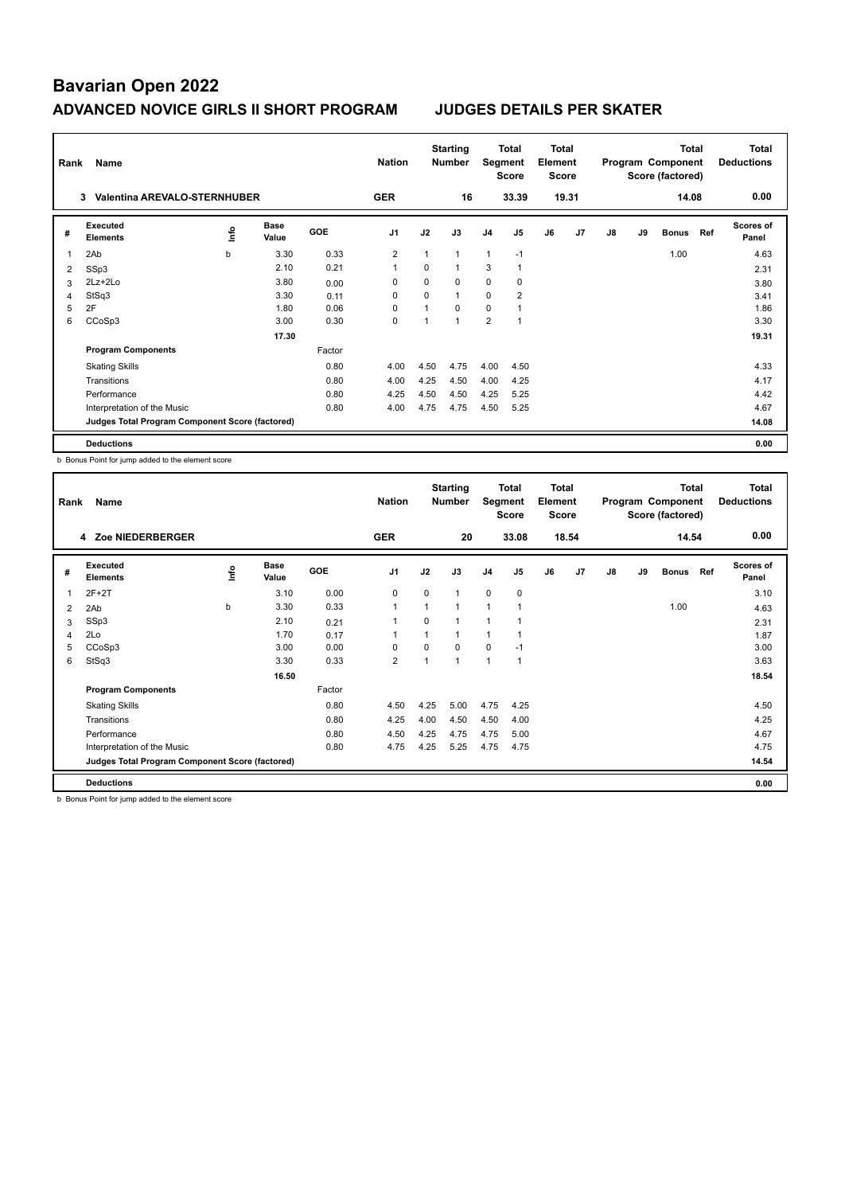# Bavarian Open 2022

## ADVANCED NOVICE GIRLS II SHORT PROGRAM JUDGES DETAILS PER SKATER

| Rank | Name | Nation | Starting Number | Total Segment Score | Total Element Score | Total Program Component Score (factored) | Total Deductions |
|---|---|---|---|---|---|---|---|
| 3 | Valentina AREVALO-STERNHUBER | GER | 16 | 33.39 | 19.31 | 14.08 | 0.00 |

| # | Executed Elements | Info | Base Value | GOE | J1 | J2 | J3 | J4 | J5 | J6 | J7 | J8 | J9 | Bonus | Ref | Scores of Panel |
|---|---|---|---|---|---|---|---|---|---|---|---|---|---|---|---|---|
| 1 | 2Ab | b | 3.30 | 0.33 | 2 | 1 | 1 | 1 | -1 | | | | | 1.00 | | 4.63 |
| 2 | SSp3 | | 2.10 | 0.21 | 1 | 0 | 1 | 3 | 1 | | | | | | | 2.31 |
| 3 | 2Lz+2Lo | | 3.80 | 0.00 | 0 | 0 | 0 | 0 | 0 | | | | | | | 3.80 |
| 4 | StSq3 | | 3.30 | 0.11 | 0 | 0 | 1 | 0 | 2 | | | | | | | 3.41 |
| 5 | 2F | | 1.80 | 0.06 | 0 | 1 | 0 | 0 | 1 | | | | | | | 1.86 |
| 6 | CCoSp3 | | 3.00 | 0.30 | 0 | 1 | 1 | 2 | 1 | | | | | | | 3.30 |
| | | | 17.30 | | | | | | | | | | | | | 19.31 |
| | **Program Components** | | | Factor | | | | | | | | | | | | |
| | Skating Skills | | | 0.80 | 4.00 | 4.50 | 4.75 | 4.00 | 4.50 | | | | | | | 4.33 |
| | Transitions | | | 0.80 | 4.00 | 4.25 | 4.50 | 4.00 | 4.25 | | | | | | | 4.17 |
| | Performance | | | 0.80 | 4.25 | 4.50 | 4.50 | 4.25 | 5.25 | | | | | | | 4.42 |
| | Interpretation of the Music | | | 0.80 | 4.00 | 4.75 | 4.75 | 4.50 | 5.25 | | | | | | | 4.67 |
| | **Judges Total Program Component Score (factored)** | | | | | | | | | | | | | | | 14.08 |
| | **Deductions** | | | | | | | | | | | | | | | 0.00 |

b Bonus Point for jump added to the element score

| Rank | Name | Nation | Starting Number | Total Segment Score | Total Element Score | Total Program Component Score (factored) | Total Deductions |
|---|---|---|---|---|---|---|---|
| 4 | Zoe NIEDERBERGER | GER | 20 | 33.08 | 18.54 | 14.54 | 0.00 |

| # | Executed Elements | Info | Base Value | GOE | J1 | J2 | J3 | J4 | J5 | J6 | J7 | J8 | J9 | Bonus | Ref | Scores of Panel |
|---|---|---|---|---|---|---|---|---|---|---|---|---|---|---|---|---|
| 1 | 2F+2T | | 3.10 | 0.00 | 0 | 0 | 1 | 0 | 0 | | | | | | | 3.10 |
| 2 | 2Ab | b | 3.30 | 0.33 | 1 | 1 | 1 | 1 | 1 | | | | | 1.00 | | 4.63 |
| 3 | SSp3 | | 2.10 | 0.21 | 1 | 0 | 1 | 1 | 1 | | | | | | | 2.31 |
| 4 | 2Lo | | 1.70 | 0.17 | 1 | 1 | 1 | 1 | 1 | | | | | | | 1.87 |
| 5 | CCoSp3 | | 3.00 | 0.00 | 0 | 0 | 0 | 0 | -1 | | | | | | | 3.00 |
| 6 | StSq3 | | 3.30 | 0.33 | 2 | 1 | 1 | 1 | 1 | | | | | | | 3.63 |
| | | | 16.50 | | | | | | | | | | | | | 18.54 |
| | **Program Components** | | | Factor | | | | | | | | | | | | |
| | Skating Skills | | | 0.80 | 4.50 | 4.25 | 5.00 | 4.75 | 4.25 | | | | | | | 4.50 |
| | Transitions | | | 0.80 | 4.25 | 4.00 | 4.50 | 4.50 | 4.00 | | | | | | | 4.25 |
| | Performance | | | 0.80 | 4.50 | 4.25 | 4.75 | 4.75 | 5.00 | | | | | | | 4.67 |
| | Interpretation of the Music | | | 0.80 | 4.75 | 4.25 | 5.25 | 4.75 | 4.75 | | | | | | | 4.75 |
| | **Judges Total Program Component Score (factored)** | | | | | | | | | | | | | | | 14.54 |
| | **Deductions** | | | | | | | | | | | | | | | 0.00 |

b Bonus Point for jump added to the element score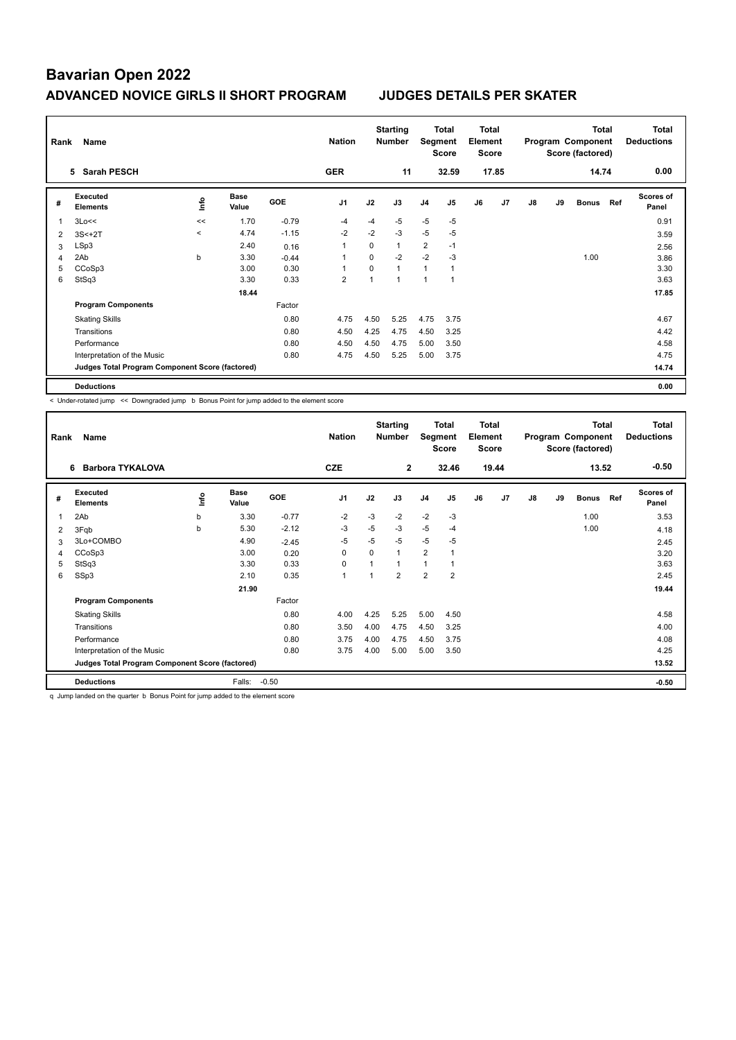# Bavarian Open 2022

## ADVANCED NOVICE GIRLS II SHORT PROGRAM — JUDGES DETAILS PER SKATER

| Rank | Name | Nation | Starting Number | Total Segment Score | Total Element Score | Total Program Component Score (factored) | Total Deductions |
|---|---|---|---|---|---|---|---|
| 5 | Sarah PESCH | GER | 11 | 32.59 | 17.85 | 14.74 | 0.00 |

| # | Executed Elements | Info | Base Value | GOE | J1 | J2 | J3 | J4 | J5 | J6 | J7 | J8 | J9 | Bonus | Ref | Scores of Panel |
|---|---|---|---|---|---|---|---|---|---|---|---|---|---|---|---|---|
| 1 | 3Lo<< | << | 1.70 | -0.79 | -4 | -4 | -5 | -5 | -5 | | | | | | | 0.91 |
| 2 | 3S<+2T | < | 4.74 | -1.15 | -2 | -2 | -3 | -5 | -5 | | | | | | | 3.59 |
| 3 | LSp3 | | 2.40 | 0.16 | 1 | 0 | 1 | 2 | -1 | | | | | | | 2.56 |
| 4 | 2Ab | b | 3.30 | -0.44 | 1 | 0 | -2 | -2 | -3 | | | | | 1.00 | | 3.86 |
| 5 | CCoSp3 | | 3.00 | 0.30 | 1 | 0 | 1 | 1 | 1 | | | | | | | 3.30 |
| 6 | StSq3 | | 3.30 | 0.33 | 2 | 1 | 1 | 1 | 1 | | | | | | | 3.63 |
| | | | 18.44 | | | | | | | | | | | | | 17.85 |
| | **Program Components** | | | Factor | | | | | | | | | | | | |
| | Skating Skills | | | 0.80 | 4.75 | 4.50 | 5.25 | 4.75 | 3.75 | | | | | | | 4.67 |
| | Transitions | | | 0.80 | 4.50 | 4.25 | 4.75 | 4.50 | 3.25 | | | | | | | 4.42 |
| | Performance | | | 0.80 | 4.50 | 4.50 | 4.75 | 5.00 | 3.50 | | | | | | | 4.58 |
| | Interpretation of the Music | | | 0.80 | 4.75 | 4.50 | 5.25 | 5.00 | 3.75 | | | | | | | 4.75 |
| | **Judges Total Program Component Score (factored)** | | | | | | | | | | | | | | | 14.74 |
| | **Deductions** | | | | | | | | | | | | | | | 0.00 |

< Under-rotated jump << Downgraded jump b Bonus Point for jump added to the element score

| Rank | Name | Nation | Starting Number | Total Segment Score | Total Element Score | Total Program Component Score (factored) | Total Deductions |
|---|---|---|---|---|---|---|---|
| 6 | Barbora TYKALOVA | CZE | 2 | 32.46 | 19.44 | 13.52 | -0.50 |

| # | Executed Elements | Info | Base Value | GOE | J1 | J2 | J3 | J4 | J5 | J6 | J7 | J8 | J9 | Bonus | Ref | Scores of Panel |
|---|---|---|---|---|---|---|---|---|---|---|---|---|---|---|---|---|
| 1 | 2Ab | b | 3.30 | -0.77 | -2 | -3 | -2 | -2 | -3 | | | | | 1.00 | | 3.53 |
| 2 | 3Fqb | b | 5.30 | -2.12 | -3 | -5 | -3 | -5 | -4 | | | | | 1.00 | | 4.18 |
| 3 | 3Lo+COMBO | | 4.90 | -2.45 | -5 | -5 | -5 | -5 | -5 | | | | | | | 2.45 |
| 4 | CCoSp3 | | 3.00 | 0.20 | 0 | 0 | 1 | 2 | 1 | | | | | | | 3.20 |
| 5 | StSq3 | | 3.30 | 0.33 | 0 | 1 | 1 | 1 | 1 | | | | | | | 3.63 |
| 6 | SSp3 | | 2.10 | 0.35 | 1 | 1 | 2 | 2 | 2 | | | | | | | 2.45 |
| | | | 21.90 | | | | | | | | | | | | | 19.44 |
| | **Program Components** | | | Factor | | | | | | | | | | | | |
| | Skating Skills | | | 0.80 | 4.00 | 4.25 | 5.25 | 5.00 | 4.50 | | | | | | | 4.58 |
| | Transitions | | | 0.80 | 3.50 | 4.00 | 4.75 | 4.50 | 3.25 | | | | | | | 4.00 |
| | Performance | | | 0.80 | 3.75 | 4.00 | 4.75 | 4.50 | 3.75 | | | | | | | 4.08 |
| | Interpretation of the Music | | | 0.80 | 3.75 | 4.00 | 5.00 | 5.00 | 3.50 | | | | | | | 4.25 |
| | **Judges Total Program Component Score (factored)** | | | | | | | | | | | | | | | 13.52 |
| | **Deductions** | | Falls: | -0.50 | | | | | | | | | | | | -0.50 |

q Jump landed on the quarter b Bonus Point for jump added to the element score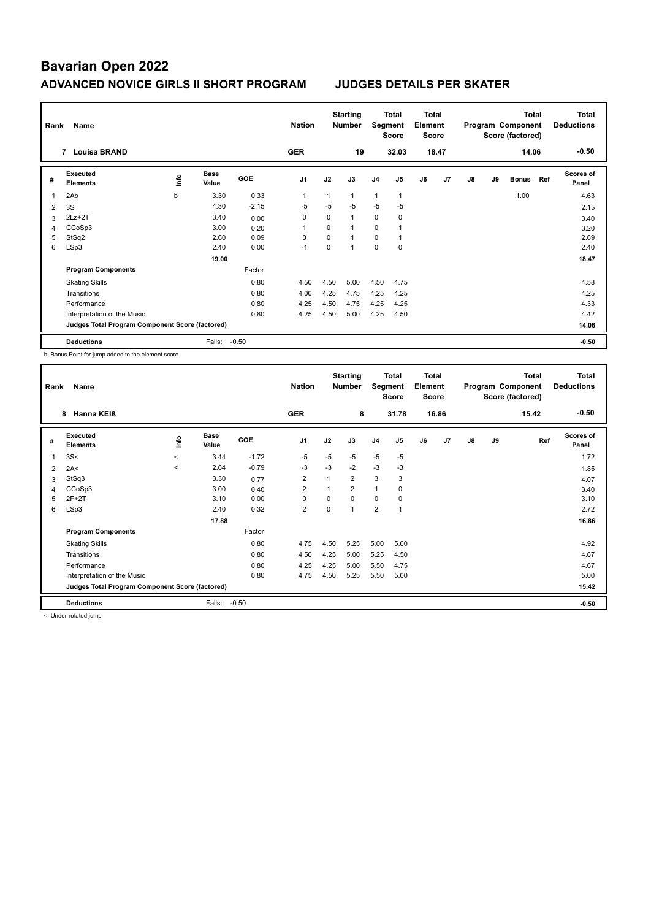# Bavarian Open 2022

## ADVANCED NOVICE GIRLS II SHORT PROGRAM JUDGES DETAILS PER SKATER

| Rank | Name | Nation | Starting Number | Total Segment Score | Total Element Score | Total Program Component Score (factored) | Total Deductions |
|---|---|---|---|---|---|---|---|
| 7 | Louisa BRAND | GER | 19 | 32.03 | 18.47 | 14.06 | -0.50 |

| # | Executed Elements | Info | Base Value | GOE | J1 | J2 | J3 | J4 | J5 | J6 | J7 | J8 | J9 | Bonus | Ref | Scores of Panel |
|---|---|---|---|---|---|---|---|---|---|---|---|---|---|---|---|---|
| 1 | 2Ab | b | 3.30 | 0.33 | 1 | 1 | 1 | 1 | 1 | | | | | 1.00 | | 4.63 |
| 2 | 3S | | 4.30 | -2.15 | -5 | -5 | -5 | -5 | -5 | | | | | | | 2.15 |
| 3 | 2Lz+2T | | 3.40 | 0.00 | 0 | 0 | 1 | 0 | 0 | | | | | | | 3.40 |
| 4 | CCoSp3 | | 3.00 | 0.20 | 1 | 0 | 1 | 0 | 1 | | | | | | | 3.20 |
| 5 | StSq2 | | 2.60 | 0.09 | 0 | 0 | 1 | 0 | 1 | | | | | | | 2.69 |
| 6 | LSp3 | | 2.40 | 0.00 | -1 | 0 | 1 | 0 | 0 | | | | | | | 2.40 |
| | | | 19.00 | | | | | | | | | | | | | 18.47 |
| | **Program Components** | | | Factor | | | | | | | | | | | | |
| | Skating Skills | | | 0.80 | 4.50 | 4.50 | 5.00 | 4.50 | 4.75 | | | | | | | 4.58 |
| | Transitions | | | 0.80 | 4.00 | 4.25 | 4.75 | 4.25 | 4.25 | | | | | | | 4.25 |
| | Performance | | | 0.80 | 4.25 | 4.50 | 4.75 | 4.25 | 4.25 | | | | | | | 4.33 |
| | Interpretation of the Music | | | 0.80 | 4.25 | 4.50 | 5.00 | 4.25 | 4.50 | | | | | | | 4.42 |
| | **Judges Total Program Component Score (factored)** | | | | | | | | | | | | | | | 14.06 |
| | **Deductions** | | Falls: | -0.50 | | | | | | | | | | | | -0.50 |

b Bonus Point for jump added to the element score

| Rank | Name | Nation | Starting Number | Total Segment Score | Total Element Score | Total Program Component Score (factored) | Total Deductions |
|---|---|---|---|---|---|---|---|
| 8 | Hanna KEIß | GER | 8 | 31.78 | 16.86 | 15.42 | -0.50 |

| # | Executed Elements | Info | Base Value | GOE | J1 | J2 | J3 | J4 | J5 | J6 | J7 | J8 | J9 | Ref | Scores of Panel |
|---|---|---|---|---|---|---|---|---|---|---|---|---|---|---|---|
| 1 | 3S< | < | 3.44 | -1.72 | -5 | -5 | -5 | -5 | -5 | | | | | | 1.72 |
| 2 | 2A< | < | 2.64 | -0.79 | -3 | -3 | -2 | -3 | -3 | | | | | | 1.85 |
| 3 | StSq3 | | 3.30 | 0.77 | 2 | 1 | 2 | 3 | 3 | | | | | | 4.07 |
| 4 | CCoSp3 | | 3.00 | 0.40 | 2 | 1 | 2 | 1 | 0 | | | | | | 3.40 |
| 5 | 2F+2T | | 3.10 | 0.00 | 0 | 0 | 0 | 0 | 0 | | | | | | 3.10 |
| 6 | LSp3 | | 2.40 | 0.32 | 2 | 0 | 1 | 2 | 1 | | | | | | 2.72 |
| | | | 17.88 | | | | | | | | | | | | 16.86 |
| | **Program Components** | | | Factor | | | | | | | | | | | |
| | Skating Skills | | | 0.80 | 4.75 | 4.50 | 5.25 | 5.00 | 5.00 | | | | | | 4.92 |
| | Transitions | | | 0.80 | 4.50 | 4.25 | 5.00 | 5.25 | 4.50 | | | | | | 4.67 |
| | Performance | | | 0.80 | 4.25 | 4.25 | 5.00 | 5.50 | 4.75 | | | | | | 4.67 |
| | Interpretation of the Music | | | 0.80 | 4.75 | 4.50 | 5.25 | 5.50 | 5.00 | | | | | | 5.00 |
| | **Judges Total Program Component Score (factored)** | | | | | | | | | | | | | | 15.42 |
| | **Deductions** | | Falls: | -0.50 | | | | | | | | | | | -0.50 |

< Under-rotated jump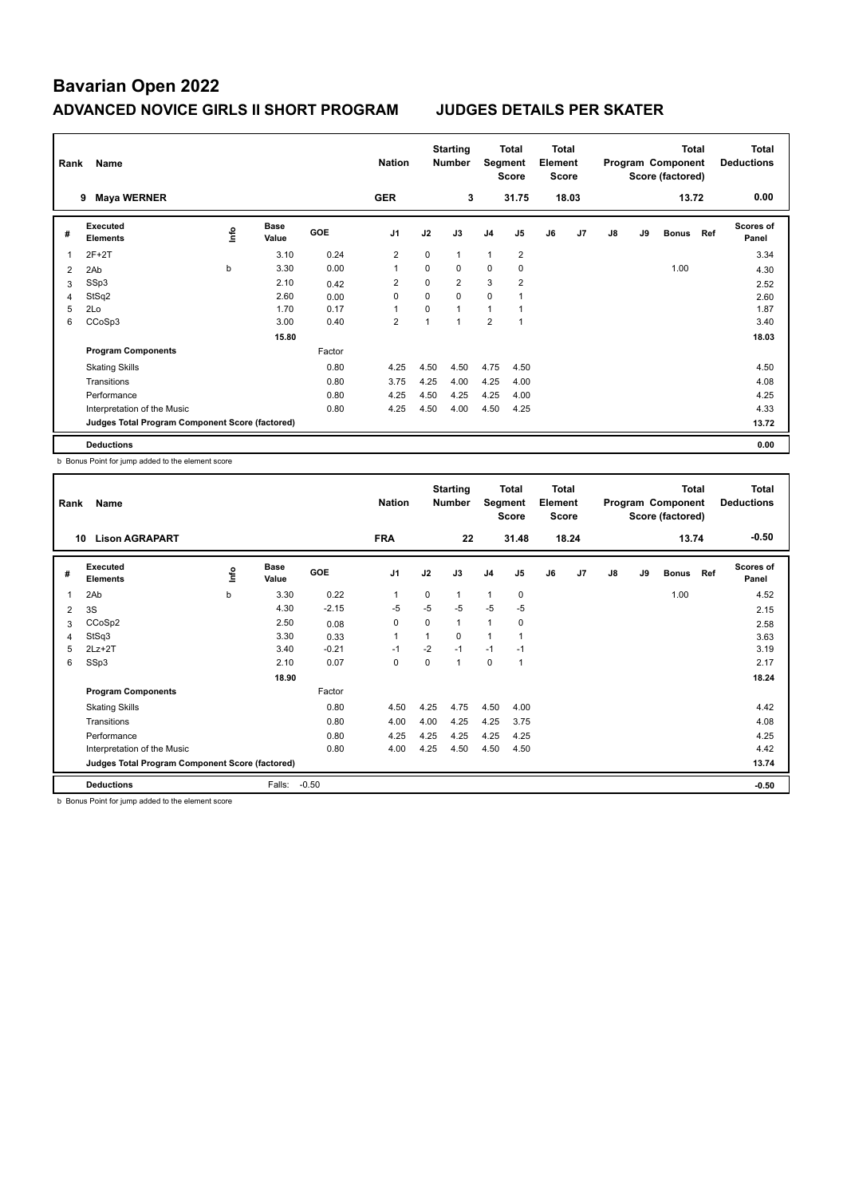# Bavarian Open 2022

## ADVANCED NOVICE GIRLS II SHORT PROGRAM — JUDGES DETAILS PER SKATER

| Rank | Name | Nation | Starting Number | Total Segment Score | Total Element Score | Total Program Component Score (factored) | Total Deductions |
|---|---|---|---|---|---|---|---|
| 9 | Maya WERNER | GER | 3 | 31.75 | 18.03 | 13.72 | 0.00 |

| # | Executed Elements | Info | Base Value | GOE | J1 | J2 | J3 | J4 | J5 | J6 | J7 | J8 | J9 | Bonus | Ref | Scores of Panel |
|---|---|---|---|---|---|---|---|---|---|---|---|---|---|---|---|---|
| 1 | 2F+2T | | 3.10 | 0.24 | 2 | 0 | 1 | 1 | 2 | | | | | | | 3.34 |
| 2 | 2Ab | b | 3.30 | 0.00 | 1 | 0 | 0 | 0 | 0 | | | | | 1.00 | | 4.30 |
| 3 | SSp3 | | 2.10 | 0.42 | 2 | 0 | 2 | 3 | 2 | | | | | | | 2.52 |
| 4 | StSq2 | | 2.60 | 0.00 | 0 | 0 | 0 | 0 | 1 | | | | | | | 2.60 |
| 5 | 2Lo | | 1.70 | 0.17 | 1 | 0 | 1 | 1 | 1 | | | | | | | 1.87 |
| 6 | CCoSp3 | | 3.00 | 0.40 | 2 | 1 | 1 | 2 | 1 | | | | | | | 3.40 |
| | | | 15.80 | | | | | | | | | | | | | 18.03 |
| | **Program Components** | | | Factor | | | | | | | | | | | | |
| | Skating Skills | | | 0.80 | 4.25 | 4.50 | 4.50 | 4.75 | 4.50 | | | | | | | 4.50 |
| | Transitions | | | 0.80 | 3.75 | 4.25 | 4.00 | 4.25 | 4.00 | | | | | | | 4.08 |
| | Performance | | | 0.80 | 4.25 | 4.50 | 4.25 | 4.25 | 4.00 | | | | | | | 4.25 |
| | Interpretation of the Music | | | 0.80 | 4.25 | 4.50 | 4.00 | 4.50 | 4.25 | | | | | | | 4.33 |
| | **Judges Total Program Component Score (factored)** | | | | | | | | | | | | | | | 13.72 |
| | **Deductions** | | | | | | | | | | | | | | | 0.00 |

b Bonus Point for jump added to the element score

| Rank | Name | Nation | Starting Number | Total Segment Score | Total Element Score | Total Program Component Score (factored) | Total Deductions |
|---|---|---|---|---|---|---|---|
| 10 | Lison AGRAPART | FRA | 22 | 31.48 | 18.24 | 13.74 | -0.50 |

| # | Executed Elements | Info | Base Value | GOE | J1 | J2 | J3 | J4 | J5 | J6 | J7 | J8 | J9 | Bonus | Ref | Scores of Panel |
|---|---|---|---|---|---|---|---|---|---|---|---|---|---|---|---|---|
| 1 | 2Ab | b | 3.30 | 0.22 | 1 | 0 | 1 | 1 | 0 | | | | | 1.00 | | 4.52 |
| 2 | 3S | | 4.30 | -2.15 | -5 | -5 | -5 | -5 | -5 | | | | | | | 2.15 |
| 3 | CCoSp2 | | 2.50 | 0.08 | 0 | 0 | 1 | 1 | 0 | | | | | | | 2.58 |
| 4 | StSq3 | | 3.30 | 0.33 | 1 | 1 | 0 | 1 | 1 | | | | | | | 3.63 |
| 5 | 2Lz+2T | | 3.40 | -0.21 | -1 | -2 | -1 | -1 | -1 | | | | | | | 3.19 |
| 6 | SSp3 | | 2.10 | 0.07 | 0 | 0 | 1 | 0 | 1 | | | | | | | 2.17 |
| | | | 18.90 | | | | | | | | | | | | | 18.24 |
| | **Program Components** | | | Factor | | | | | | | | | | | | |
| | Skating Skills | | | 0.80 | 4.50 | 4.25 | 4.75 | 4.50 | 4.00 | | | | | | | 4.42 |
| | Transitions | | | 0.80 | 4.00 | 4.00 | 4.25 | 4.25 | 3.75 | | | | | | | 4.08 |
| | Performance | | | 0.80 | 4.25 | 4.25 | 4.25 | 4.25 | 4.25 | | | | | | | 4.25 |
| | Interpretation of the Music | | | 0.80 | 4.00 | 4.25 | 4.50 | 4.50 | 4.50 | | | | | | | 4.42 |
| | **Judges Total Program Component Score (factored)** | | | | | | | | | | | | | | | 13.74 |
| | **Deductions** | | Falls: | -0.50 | | | | | | | | | | | | -0.50 |

b Bonus Point for jump added to the element score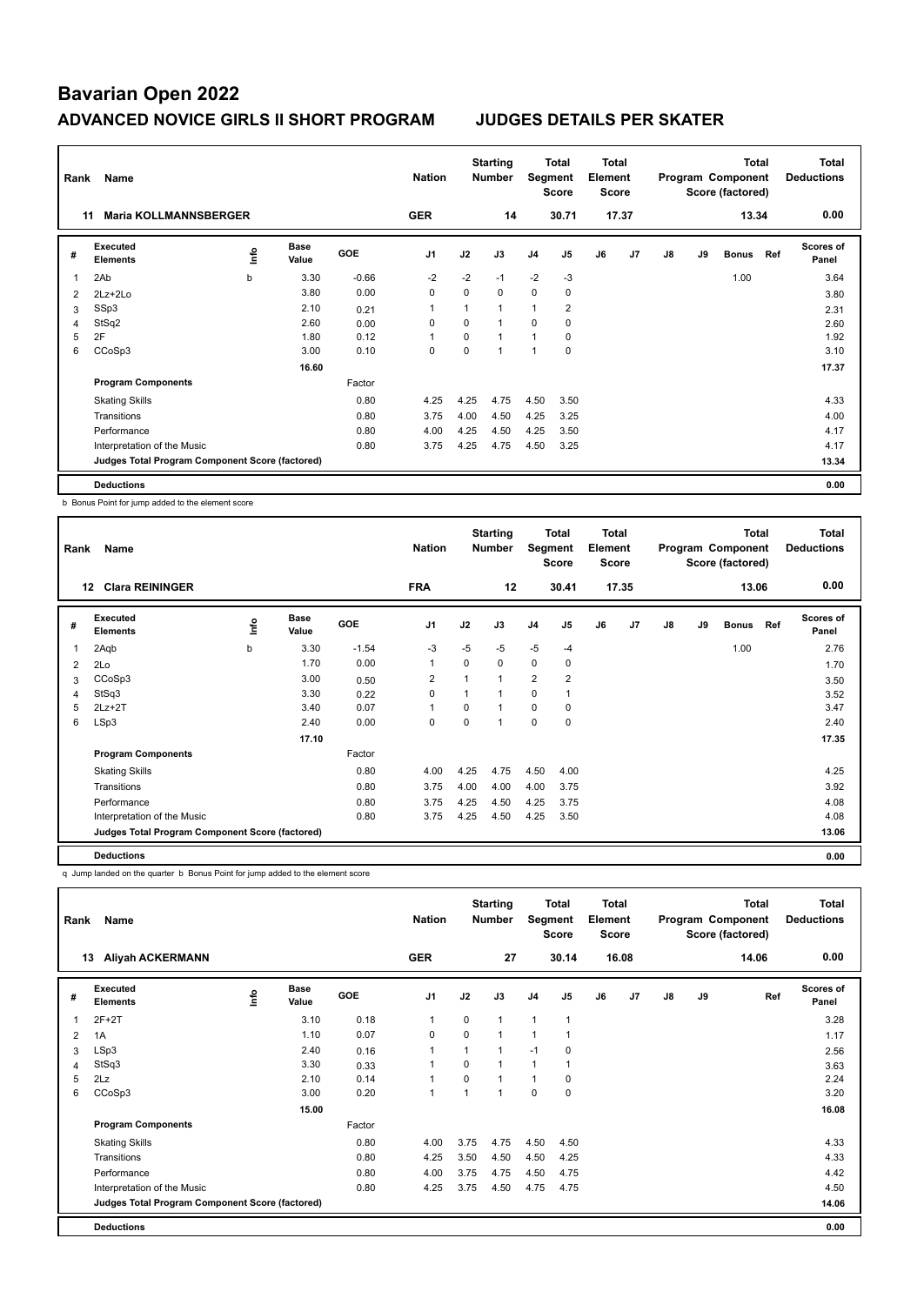# Bavarian Open 2022

## ADVANCED NOVICE GIRLS II SHORT PROGRAM JUDGES DETAILS PER SKATER

| Rank | Name | Nation | Starting Number | Total Segment Score | Total Element Score | Total Program Component Score (factored) | Total Deductions |
|---|---|---|---|---|---|---|---|
| 11 | Maria KOLLMANNSBERGER | GER | 14 | 30.71 | 17.37 | 13.34 | 0.00 |

| # | Executed Elements | Info | Base Value | GOE | J1 | J2 | J3 | J4 | J5 | J6 | J7 | J8 | J9 | Bonus | Ref | Scores of Panel |
|---|---|---|---|---|---|---|---|---|---|---|---|---|---|---|---|---|
| 1 | 2Ab | b | 3.30 | -0.66 | -2 | -2 | -1 | -2 | -3 | | | | | 1.00 | | 3.64 |
| 2 | 2Lz+2Lo | | 3.80 | 0.00 | 0 | 0 | 0 | 0 | 0 | | | | | | | 3.80 |
| 3 | SSp3 | | 2.10 | 0.21 | 1 | 1 | 1 | 1 | 2 | | | | | | | 2.31 |
| 4 | StSq2 | | 2.60 | 0.00 | 0 | 0 | 1 | 0 | 0 | | | | | | | 2.60 |
| 5 | 2F | | 1.80 | 0.12 | 1 | 0 | 1 | 1 | 0 | | | | | | | 1.92 |
| 6 | CCoSp3 | | 3.00 | 0.10 | 0 | 0 | 1 | 1 | 0 | | | | | | | 3.10 |
| | | | 16.60 | | | | | | | | | | | | | 17.37 |
| | **Program Components** | | | Factor | | | | | | | | | | | | |
| | Skating Skills | | | 0.80 | 4.25 | 4.25 | 4.75 | 4.50 | 3.50 | | | | | | | 4.33 |
| | Transitions | | | 0.80 | 3.75 | 4.00 | 4.50 | 4.25 | 3.25 | | | | | | | 4.00 |
| | Performance | | | 0.80 | 4.00 | 4.25 | 4.50 | 4.25 | 3.50 | | | | | | | 4.17 |
| | Interpretation of the Music | | | 0.80 | 3.75 | 4.25 | 4.75 | 4.50 | 3.25 | | | | | | | 4.17 |
| | **Judges Total Program Component Score (factored)** | | | | | | | | | | | | | | | 13.34 |
| | **Deductions** | | | | | | | | | | | | | | | 0.00 |

b Bonus Point for jump added to the element score

| Rank | Name | Nation | Starting Number | Total Segment Score | Total Element Score | Total Program Component Score (factored) | Total Deductions |
|---|---|---|---|---|---|---|---|
| 12 | Clara REININGER | FRA | 12 | 30.41 | 17.35 | 13.06 | 0.00 |

| # | Executed Elements | Info | Base Value | GOE | J1 | J2 | J3 | J4 | J5 | J6 | J7 | J8 | J9 | Bonus | Ref | Scores of Panel |
|---|---|---|---|---|---|---|---|---|---|---|---|---|---|---|---|---|
| 1 | 2Aqb | b | 3.30 | -1.54 | -3 | -5 | -5 | -5 | -4 | | | | | 1.00 | | 2.76 |
| 2 | 2Lo | | 1.70 | 0.00 | 1 | 0 | 0 | 0 | 0 | | | | | | | 1.70 |
| 3 | CCoSp3 | | 3.00 | 0.50 | 2 | 1 | 1 | 2 | 2 | | | | | | | 3.50 |
| 4 | StSq3 | | 3.30 | 0.22 | 0 | 1 | 1 | 0 | 1 | | | | | | | 3.52 |
| 5 | 2Lz+2T | | 3.40 | 0.07 | 1 | 0 | 1 | 0 | 0 | | | | | | | 3.47 |
| 6 | LSp3 | | 2.40 | 0.00 | 0 | 0 | 1 | 0 | 0 | | | | | | | 2.40 |
| | | | 17.10 | | | | | | | | | | | | | 17.35 |
| | **Program Components** | | | Factor | | | | | | | | | | | | |
| | Skating Skills | | | 0.80 | 4.00 | 4.25 | 4.75 | 4.50 | 4.00 | | | | | | | 4.25 |
| | Transitions | | | 0.80 | 3.75 | 4.00 | 4.00 | 4.00 | 3.75 | | | | | | | 3.92 |
| | Performance | | | 0.80 | 3.75 | 4.25 | 4.50 | 4.25 | 3.75 | | | | | | | 4.08 |
| | Interpretation of the Music | | | 0.80 | 3.75 | 4.25 | 4.50 | 4.25 | 3.50 | | | | | | | 4.08 |
| | **Judges Total Program Component Score (factored)** | | | | | | | | | | | | | | | 13.06 |
| | **Deductions** | | | | | | | | | | | | | | | 0.00 |

q Jump landed on the quarter b Bonus Point for jump added to the element score

| Rank | Name | Nation | Starting Number | Total Segment Score | Total Element Score | Total Program Component Score (factored) | Total Deductions |
|---|---|---|---|---|---|---|---|
| 13 | Aliyah ACKERMANN | GER | 27 | 30.14 | 16.08 | 14.06 | 0.00 |

| # | Executed Elements | Info | Base Value | GOE | J1 | J2 | J3 | J4 | J5 | J6 | J7 | J8 | J9 | Ref | Scores of Panel |
|---|---|---|---|---|---|---|---|---|---|---|---|---|---|---|---|
| 1 | 2F+2T | | 3.10 | 0.18 | 1 | 0 | 1 | 1 | 1 | | | | | | 3.28 |
| 2 | 1A | | 1.10 | 0.07 | 0 | 0 | 1 | 1 | 1 | | | | | | 1.17 |
| 3 | LSp3 | | 2.40 | 0.16 | 1 | 1 | 1 | -1 | 0 | | | | | | 2.56 |
| 4 | StSq3 | | 3.30 | 0.33 | 1 | 0 | 1 | 1 | 1 | | | | | | 3.63 |
| 5 | 2Lz | | 2.10 | 0.14 | 1 | 0 | 1 | 1 | 0 | | | | | | 2.24 |
| 6 | CCoSp3 | | 3.00 | 0.20 | 1 | 1 | 1 | 0 | 0 | | | | | | 3.20 |
| | | | 15.00 | | | | | | | | | | | | 16.08 |
| | **Program Components** | | | Factor | | | | | | | | | | | |
| | Skating Skills | | | 0.80 | 4.00 | 3.75 | 4.75 | 4.50 | 4.50 | | | | | | 4.33 |
| | Transitions | | | 0.80 | 4.25 | 3.50 | 4.50 | 4.50 | 4.25 | | | | | | 4.33 |
| | Performance | | | 0.80 | 4.00 | 3.75 | 4.75 | 4.50 | 4.75 | | | | | | 4.42 |
| | Interpretation of the Music | | | 0.80 | 4.25 | 3.75 | 4.50 | 4.75 | 4.75 | | | | | | 4.50 |
| | **Judges Total Program Component Score (factored)** | | | | | | | | | | | | | | 14.06 |
| | **Deductions** | | | | | | | | | | | | | | 0.00 |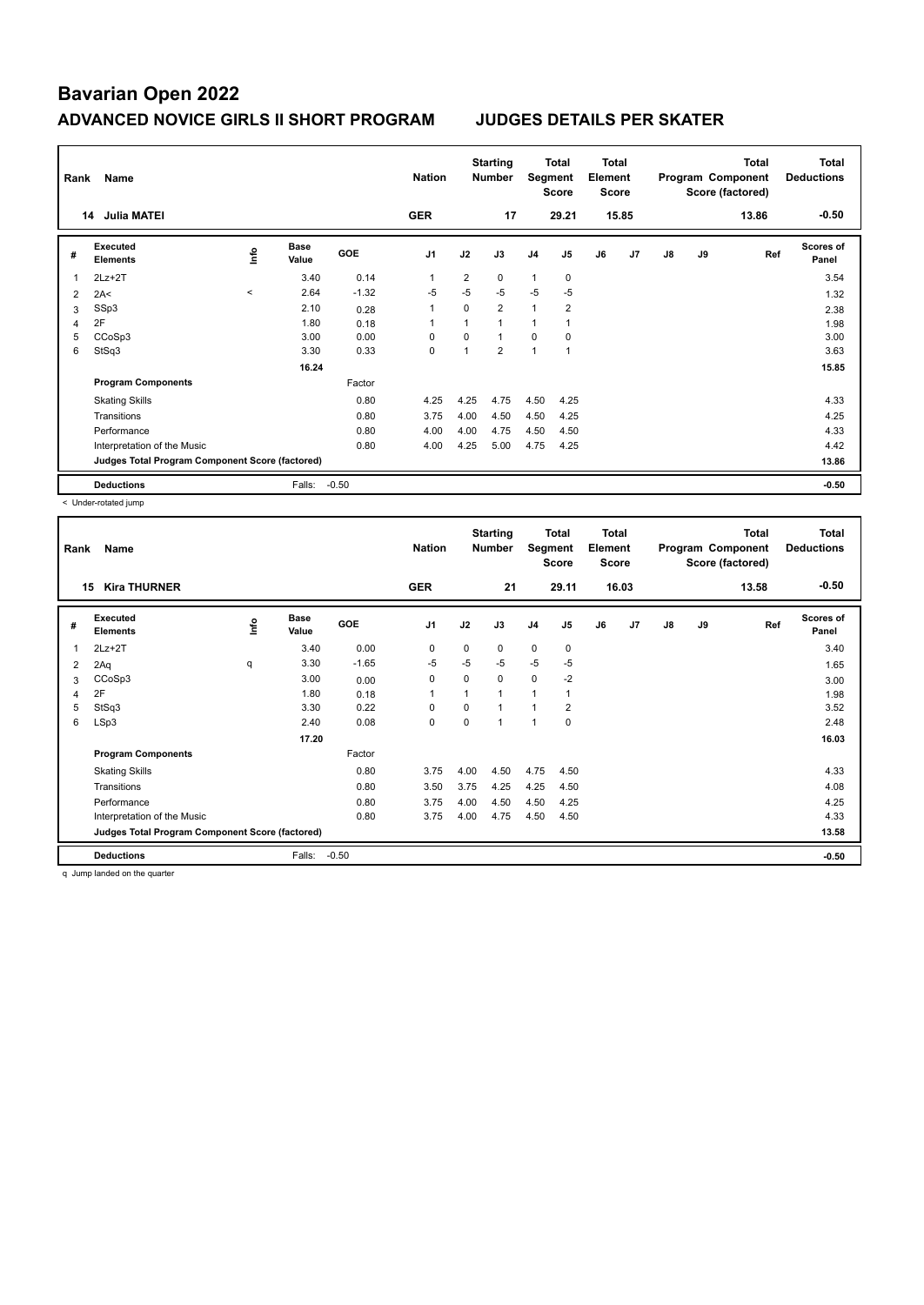# Bavarian Open 2022

## ADVANCED NOVICE GIRLS II SHORT PROGRAM — JUDGES DETAILS PER SKATER

| Rank | Name | Nation | Starting Number | Total Segment Score | Total Element Score | Total Program Component Score (factored) | Total Deductions |
|---|---|---|---|---|---|---|---|
| 14 | Julia MATEI | GER | 17 | 29.21 | 15.85 | 13.86 | -0.50 |

| # | Executed Elements | Info | Base Value | GOE | J1 | J2 | J3 | J4 | J5 | J6 | J7 | J8 | J9 | Ref | Scores of Panel |
|---|---|---|---|---|---|---|---|---|---|---|---|---|---|---|---|
| 1 | 2Lz+2T | | 3.40 | 0.14 | 1 | 2 | 0 | 1 | 0 | | | | | | 3.54 |
| 2 | 2A< | < | 2.64 | -1.32 | -5 | -5 | -5 | -5 | -5 | | | | | | 1.32 |
| 3 | SSp3 | | 2.10 | 0.28 | 1 | 0 | 2 | 1 | 2 | | | | | | 2.38 |
| 4 | 2F | | 1.80 | 0.18 | 1 | 1 | 1 | 1 | 1 | | | | | | 1.98 |
| 5 | CCoSp3 | | 3.00 | 0.00 | 0 | 0 | 1 | 0 | 0 | | | | | | 3.00 |
| 6 | StSq3 | | 3.30 | 0.33 | 0 | 1 | 2 | 1 | 1 | | | | | | 3.63 |
| | | | 16.24 | | | | | | | | | | | | 15.85 |
| | **Program Components** | | | Factor | | | | | | | | | | | |
| | Skating Skills | | | 0.80 | 4.25 | 4.25 | 4.75 | 4.50 | 4.25 | | | | | | 4.33 |
| | Transitions | | | 0.80 | 3.75 | 4.00 | 4.50 | 4.50 | 4.25 | | | | | | 4.25 |
| | Performance | | | 0.80 | 4.00 | 4.00 | 4.75 | 4.50 | 4.50 | | | | | | 4.33 |
| | Interpretation of the Music | | | 0.80 | 4.00 | 4.25 | 5.00 | 4.75 | 4.25 | | | | | | 4.42 |
| | **Judges Total Program Component Score (factored)** | | | | | | | | | | | | | | 13.86 |
| | **Deductions** | | Falls: | -0.50 | | | | | | | | | | | -0.50 |

< Under-rotated jump

| Rank | Name | Nation | Starting Number | Total Segment Score | Total Element Score | Total Program Component Score (factored) | Total Deductions |
|---|---|---|---|---|---|---|---|
| 15 | Kira THURNER | GER | 21 | 29.11 | 16.03 | 13.58 | -0.50 |

| # | Executed Elements | Info | Base Value | GOE | J1 | J2 | J3 | J4 | J5 | J6 | J7 | J8 | J9 | Ref | Scores of Panel |
|---|---|---|---|---|---|---|---|---|---|---|---|---|---|---|---|
| 1 | 2Lz+2T | | 3.40 | 0.00 | 0 | 0 | 0 | 0 | 0 | | | | | | 3.40 |
| 2 | 2Aq | q | 3.30 | -1.65 | -5 | -5 | -5 | -5 | -5 | | | | | | 1.65 |
| 3 | CCoSp3 | | 3.00 | 0.00 | 0 | 0 | 0 | 0 | -2 | | | | | | 3.00 |
| 4 | 2F | | 1.80 | 0.18 | 1 | 1 | 1 | 1 | 1 | | | | | | 1.98 |
| 5 | StSq3 | | 3.30 | 0.22 | 0 | 0 | 1 | 1 | 2 | | | | | | 3.52 |
| 6 | LSp3 | | 2.40 | 0.08 | 0 | 0 | 1 | 1 | 0 | | | | | | 2.48 |
| | | | 17.20 | | | | | | | | | | | | 16.03 |
| | **Program Components** | | | Factor | | | | | | | | | | | |
| | Skating Skills | | | 0.80 | 3.75 | 4.00 | 4.50 | 4.75 | 4.50 | | | | | | 4.33 |
| | Transitions | | | 0.80 | 3.50 | 3.75 | 4.25 | 4.25 | 4.50 | | | | | | 4.08 |
| | Performance | | | 0.80 | 3.75 | 4.00 | 4.50 | 4.50 | 4.25 | | | | | | 4.25 |
| | Interpretation of the Music | | | 0.80 | 3.75 | 4.00 | 4.75 | 4.50 | 4.50 | | | | | | 4.33 |
| | **Judges Total Program Component Score (factored)** | | | | | | | | | | | | | | 13.58 |
| | **Deductions** | | Falls: | -0.50 | | | | | | | | | | | -0.50 |

q Jump landed on the quarter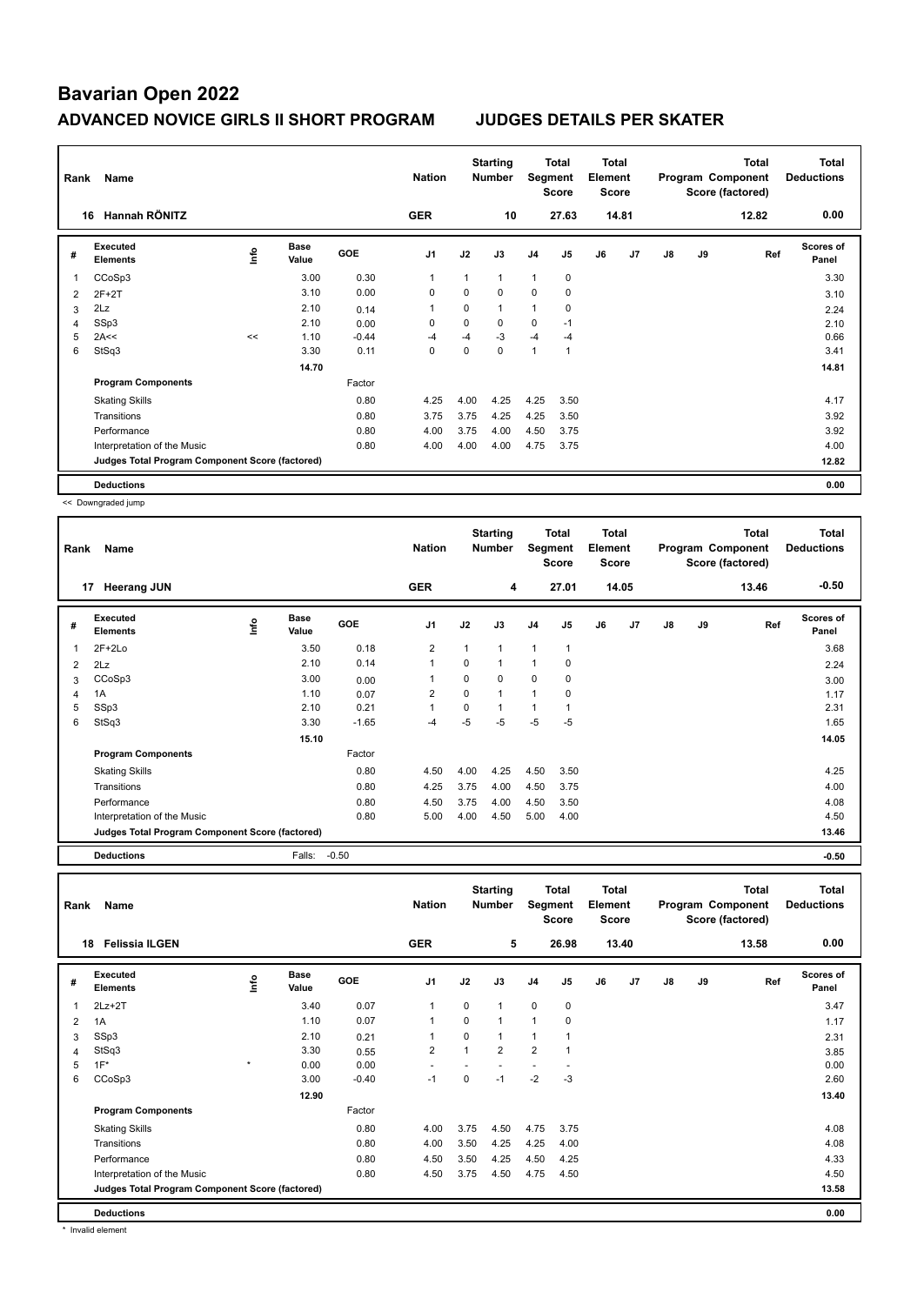# Bavarian Open 2022

## ADVANCED NOVICE GIRLS II SHORT PROGRAM JUDGES DETAILS PER SKATER

| Rank | Name | Nation | Starting Number | Total Segment Score | Total Element Score | Total Program Component Score (factored) | Total Deductions |
|---|---|---|---|---|---|---|---|
| 16 | Hannah RÖNITZ | GER | 10 | 27.63 | 14.81 | 12.82 | 0.00 |

| # | Executed Elements | Info | Base Value | GOE | J1 | J2 | J3 | J4 | J5 | J6 | J7 | J8 | J9 | Ref | Scores of Panel |
|---|---|---|---|---|---|---|---|---|---|---|---|---|---|---|---|
| 1 | CCoSp3 | | 3.00 | 0.30 | 1 | 1 | 1 | 1 | 0 | | | | | | 3.30 |
| 2 | 2F+2T | | 3.10 | 0.00 | 0 | 0 | 0 | 0 | 0 | | | | | | 3.10 |
| 3 | 2Lz | | 2.10 | 0.14 | 1 | 0 | 1 | 1 | 0 | | | | | | 2.24 |
| 4 | SSp3 | | 2.10 | 0.00 | 0 | 0 | 0 | 0 | -1 | | | | | | 2.10 |
| 5 | 2A<< | << | 1.10 | -0.44 | -4 | -4 | -3 | -4 | -4 | | | | | | 0.66 |
| 6 | StSq3 | | 3.30 | 0.11 | 0 | 0 | 0 | 1 | 1 | | | | | | 3.41 |
| | | | 14.70 | | | | | | | | | | | | 14.81 |
| | **Program Components** | | | Factor | | | | | | | | | | | |
| | Skating Skills | | | 0.80 | 4.25 | 4.00 | 4.25 | 4.25 | 3.50 | | | | | | 4.17 |
| | Transitions | | | 0.80 | 3.75 | 3.75 | 4.25 | 4.25 | 3.50 | | | | | | 3.92 |
| | Performance | | | 0.80 | 4.00 | 3.75 | 4.00 | 4.50 | 3.75 | | | | | | 3.92 |
| | Interpretation of the Music | | | 0.80 | 4.00 | 4.00 | 4.00 | 4.75 | 3.75 | | | | | | 4.00 |
| | **Judges Total Program Component Score (factored)** | | | | | | | | | | | | | | 12.82 |
| | **Deductions** | | | | | | | | | | | | | | 0.00 |

<< Downgraded jump

| Rank | Name | Nation | Starting Number | Total Segment Score | Total Element Score | Total Program Component Score (factored) | Total Deductions |
|---|---|---|---|---|---|---|---|
| 17 | Heerang JUN | GER | 4 | 27.01 | 14.05 | 13.46 | -0.50 |

| # | Executed Elements | Info | Base Value | GOE | J1 | J2 | J3 | J4 | J5 | J6 | J7 | J8 | J9 | Ref | Scores of Panel |
|---|---|---|---|---|---|---|---|---|---|---|---|---|---|---|---|
| 1 | 2F+2Lo | | 3.50 | 0.18 | 2 | 1 | 1 | 1 | 1 | | | | | | 3.68 |
| 2 | 2Lz | | 2.10 | 0.14 | 1 | 0 | 1 | 1 | 0 | | | | | | 2.24 |
| 3 | CCoSp3 | | 3.00 | 0.00 | 1 | 0 | 0 | 0 | 0 | | | | | | 3.00 |
| 4 | 1A | | 1.10 | 0.07 | 2 | 0 | 1 | 1 | 0 | | | | | | 1.17 |
| 5 | SSp3 | | 2.10 | 0.21 | 1 | 0 | 1 | 1 | 1 | | | | | | 2.31 |
| 6 | StSq3 | | 3.30 | -1.65 | -4 | -5 | -5 | -5 | -5 | | | | | | 1.65 |
| | | | 15.10 | | | | | | | | | | | | 14.05 |
| | **Program Components** | | | Factor | | | | | | | | | | | |
| | Skating Skills | | | 0.80 | 4.50 | 4.00 | 4.25 | 4.50 | 3.50 | | | | | | 4.25 |
| | Transitions | | | 0.80 | 4.25 | 3.75 | 4.00 | 4.50 | 3.75 | | | | | | 4.00 |
| | Performance | | | 0.80 | 4.50 | 3.75 | 4.00 | 4.50 | 3.50 | | | | | | 4.08 |
| | Interpretation of the Music | | | 0.80 | 5.00 | 4.00 | 4.50 | 5.00 | 4.00 | | | | | | 4.50 |
| | **Judges Total Program Component Score (factored)** | | | | | | | | | | | | | | 13.46 |
| | **Deductions** | | Falls: | -0.50 | | | | | | | | | | | -0.50 |

| Rank | Name | Nation | Starting Number | Total Segment Score | Total Element Score | Total Program Component Score (factored) | Total Deductions |
|---|---|---|---|---|---|---|---|
| 18 | Felissia ILGEN | GER | 5 | 26.98 | 13.40 | 13.58 | 0.00 |

| # | Executed Elements | Info | Base Value | GOE | J1 | J2 | J3 | J4 | J5 | J6 | J7 | J8 | J9 | Ref | Scores of Panel |
|---|---|---|---|---|---|---|---|---|---|---|---|---|---|---|---|
| 1 | 2Lz+2T | | 3.40 | 0.07 | 1 | 0 | 1 | 0 | 0 | | | | | | 3.47 |
| 2 | 1A | | 1.10 | 0.07 | 1 | 0 | 1 | 1 | 0 | | | | | | 1.17 |
| 3 | SSp3 | | 2.10 | 0.21 | 1 | 0 | 1 | 1 | 1 | | | | | | 2.31 |
| 4 | StSq3 | | 3.30 | 0.55 | 2 | 1 | 2 | 2 | 1 | | | | | | 3.85 |
| 5 | 1F* | * | 0.00 | 0.00 | - | - | - | - | - | | | | | | 0.00 |
| 6 | CCoSp3 | | 3.00 | -0.40 | -1 | 0 | -1 | -2 | -3 | | | | | | 2.60 |
| | | | 12.90 | | | | | | | | | | | | 13.40 |
| | **Program Components** | | | Factor | | | | | | | | | | | |
| | Skating Skills | | | 0.80 | 4.00 | 3.75 | 4.50 | 4.75 | 3.75 | | | | | | 4.08 |
| | Transitions | | | 0.80 | 4.00 | 3.50 | 4.25 | 4.25 | 4.00 | | | | | | 4.08 |
| | Performance | | | 0.80 | 4.50 | 3.50 | 4.25 | 4.50 | 4.25 | | | | | | 4.33 |
| | Interpretation of the Music | | | 0.80 | 4.50 | 3.75 | 4.50 | 4.75 | 4.50 | | | | | | 4.50 |
| | **Judges Total Program Component Score (factored)** | | | | | | | | | | | | | | 13.58 |
| | **Deductions** | | | | | | | | | | | | | | 0.00 |

* Invalid element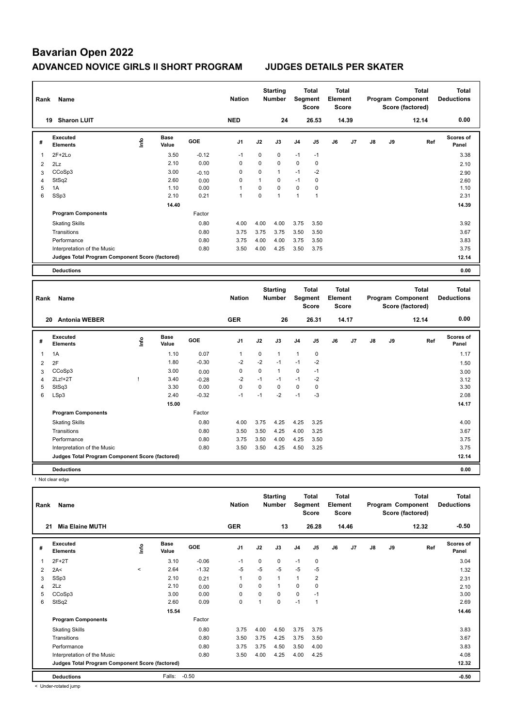# Bavarian Open 2022

## ADVANCED NOVICE GIRLS II SHORT PROGRAM — JUDGES DETAILS PER SKATER

| Rank | Name | Nation | Starting Number | Total Segment Score | Total Element Score | Total Program Component Score (factored) | Total Deductions |
|---|---|---|---|---|---|---|---|
| 19 | Sharon LUIT | NED | 24 | 26.53 | 14.39 | 12.14 | 0.00 |

| # | Executed Elements | Info | Base Value | GOE | J1 | J2 | J3 | J4 | J5 | J6 | J7 | J8 | J9 | Ref | Scores of Panel |
|---|---|---|---|---|---|---|---|---|---|---|---|---|---|---|---|
| 1 | 2F+2Lo | | 3.50 | -0.12 | -1 | 0 | 0 | -1 | -1 | | | | | | 3.38 |
| 2 | 2Lz | | 2.10 | 0.00 | 0 | 0 | 0 | 0 | 0 | | | | | | 2.10 |
| 3 | CCoSp3 | | 3.00 | -0.10 | 0 | 0 | 1 | -1 | -2 | | | | | | 2.90 |
| 4 | StSq2 | | 2.60 | 0.00 | 0 | 1 | 0 | -1 | 0 | | | | | | 2.60 |
| 5 | 1A | | 1.10 | 0.00 | 1 | 0 | 0 | 0 | 0 | | | | | | 1.10 |
| 6 | SSp3 | | 2.10 | 0.21 | 1 | 0 | 1 | 1 | 1 | | | | | | 2.31 |
| | | | 14.40 | | | | | | | | | | | | 14.39 |
| | **Program Components** | | | Factor | | | | | | | | | | | |
| | Skating Skills | | | 0.80 | 4.00 | 4.00 | 4.00 | 3.75 | 3.50 | | | | | | 3.92 |
| | Transitions | | | 0.80 | 3.75 | 3.75 | 3.75 | 3.50 | 3.50 | | | | | | 3.67 |
| | Performance | | | 0.80 | 3.75 | 4.00 | 4.00 | 3.75 | 3.50 | | | | | | 3.83 |
| | Interpretation of the Music | | | 0.80 | 3.50 | 4.00 | 4.25 | 3.50 | 3.75 | | | | | | 3.75 |
| | **Judges Total Program Component Score (factored)** | | | | | | | | | | | | | | 12.14 |
| | **Deductions** | | | | | | | | | | | | | | 0.00 |

| Rank | Name | Nation | Starting Number | Total Segment Score | Total Element Score | Total Program Component Score (factored) | Total Deductions |
|---|---|---|---|---|---|---|---|
| 20 | Antonia WEBER | GER | 26 | 26.31 | 14.17 | 12.14 | 0.00 |

| # | Executed Elements | Info | Base Value | GOE | J1 | J2 | J3 | J4 | J5 | J6 | J7 | J8 | J9 | Ref | Scores of Panel |
|---|---|---|---|---|---|---|---|---|---|---|---|---|---|---|---|
| 1 | 1A | | 1.10 | 0.07 | 1 | 0 | 1 | 1 | 0 | | | | | | 1.17 |
| 2 | 2F | | 1.80 | -0.30 | -2 | -2 | -1 | -1 | -2 | | | | | | 1.50 |
| 3 | CCoSp3 | | 3.00 | 0.00 | 0 | 0 | 1 | 0 | -1 | | | | | | 3.00 |
| 4 | 2Lz!+2T | ! | 3.40 | -0.28 | -2 | -1 | -1 | -1 | -2 | | | | | | 3.12 |
| 5 | StSq3 | | 3.30 | 0.00 | 0 | 0 | 0 | 0 | 0 | | | | | | 3.30 |
| 6 | LSp3 | | 2.40 | -0.32 | -1 | -1 | -2 | -1 | -3 | | | | | | 2.08 |
| | | | 15.00 | | | | | | | | | | | | 14.17 |
| | **Program Components** | | | Factor | | | | | | | | | | | |
| | Skating Skills | | | 0.80 | 4.00 | 3.75 | 4.25 | 4.25 | 3.25 | | | | | | 4.00 |
| | Transitions | | | 0.80 | 3.50 | 3.50 | 4.25 | 4.00 | 3.25 | | | | | | 3.67 |
| | Performance | | | 0.80 | 3.75 | 3.50 | 4.00 | 4.25 | 3.50 | | | | | | 3.75 |
| | Interpretation of the Music | | | 0.80 | 3.50 | 3.50 | 4.25 | 4.50 | 3.25 | | | | | | 3.75 |
| | **Judges Total Program Component Score (factored)** | | | | | | | | | | | | | | 12.14 |
| | **Deductions** | | | | | | | | | | | | | | 0.00 |

! Not clear edge

| Rank | Name | Nation | Starting Number | Total Segment Score | Total Element Score | Total Program Component Score (factored) | Total Deductions |
|---|---|---|---|---|---|---|---|
| 21 | Mia Elaine MUTH | GER | 13 | 26.28 | 14.46 | 12.32 | -0.50 |

| # | Executed Elements | Info | Base Value | GOE | J1 | J2 | J3 | J4 | J5 | J6 | J7 | J8 | J9 | Ref | Scores of Panel |
|---|---|---|---|---|---|---|---|---|---|---|---|---|---|---|---|
| 1 | 2F+2T | | 3.10 | -0.06 | -1 | 0 | 0 | -1 | 0 | | | | | | 3.04 |
| 2 | 2A< | < | 2.64 | -1.32 | -5 | -5 | -5 | -5 | -5 | | | | | | 1.32 |
| 3 | SSp3 | | 2.10 | 0.21 | 1 | 0 | 1 | 1 | 2 | | | | | | 2.31 |
| 4 | 2Lz | | 2.10 | 0.00 | 0 | 0 | 1 | 0 | 0 | | | | | | 2.10 |
| 5 | CCoSp3 | | 3.00 | 0.00 | 0 | 0 | 0 | 0 | -1 | | | | | | 3.00 |
| 6 | StSq2 | | 2.60 | 0.09 | 0 | 1 | 0 | -1 | 1 | | | | | | 2.69 |
| | | | 15.54 | | | | | | | | | | | | 14.46 |
| | **Program Components** | | | Factor | | | | | | | | | | | |
| | Skating Skills | | | 0.80 | 3.75 | 4.00 | 4.50 | 3.75 | 3.75 | | | | | | 3.83 |
| | Transitions | | | 0.80 | 3.50 | 3.75 | 4.25 | 3.75 | 3.50 | | | | | | 3.67 |
| | Performance | | | 0.80 | 3.75 | 3.75 | 4.50 | 3.50 | 4.00 | | | | | | 3.83 |
| | Interpretation of the Music | | | 0.80 | 3.50 | 4.00 | 4.25 | 4.00 | 4.25 | | | | | | 4.08 |
| | **Judges Total Program Component Score (factored)** | | | | | | | | | | | | | | 12.32 |
| | **Deductions** | | Falls: | -0.50 | | | | | | | | | | | -0.50 |

< Under-rotated jump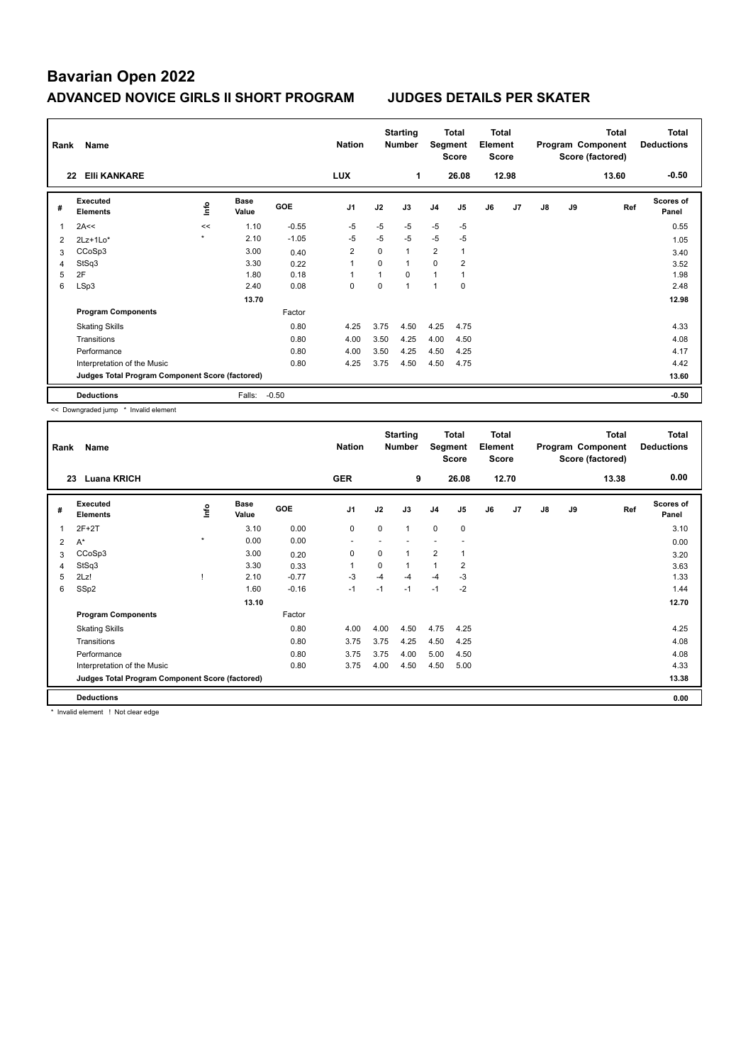# Bavarian Open 2022

## ADVANCED NOVICE GIRLS II SHORT PROGRAM　　JUDGES DETAILS PER SKATER

| Rank | Name | Nation | Starting Number | Total Segment Score | Total Element Score | Total Program Component Score (factored) | Total Deductions |
|---|---|---|---|---|---|---|---|
| 22 | Elli KANKARE | LUX | 1 | 26.08 | 12.98 | 13.60 | -0.50 |

| # | Executed Elements | Info | Base Value | GOE | J1 | J2 | J3 | J4 | J5 | J6 | J7 | J8 | J9 | Ref | Scores of Panel |
|---|---|---|---|---|---|---|---|---|---|---|---|---|---|---|---|
| 1 | 2A<< | << | 1.10 | -0.55 | -5 | -5 | -5 | -5 | -5 | | | | | | 0.55 |
| 2 | 2Lz+1Lo* | * | 2.10 | -1.05 | -5 | -5 | -5 | -5 | -5 | | | | | | 1.05 |
| 3 | CCoSp3 | | 3.00 | 0.40 | 2 | 0 | 1 | 2 | 1 | | | | | | 3.40 |
| 4 | StSq3 | | 3.30 | 0.22 | 1 | 0 | 1 | 0 | 2 | | | | | | 3.52 |
| 5 | 2F | | 1.80 | 0.18 | 1 | 1 | 0 | 1 | 1 | | | | | | 1.98 |
| 6 | LSp3 | | 2.40 | 0.08 | 0 | 0 | 1 | 1 | 0 | | | | | | 2.48 |
| | | | 13.70 | | | | | | | | | | | | 12.98 |
| | **Program Components** | | | Factor | | | | | | | | | | | |
| | Skating Skills | | | 0.80 | 4.25 | 3.75 | 4.50 | 4.25 | 4.75 | | | | | | 4.33 |
| | Transitions | | | 0.80 | 4.00 | 3.50 | 4.25 | 4.00 | 4.50 | | | | | | 4.08 |
| | Performance | | | 0.80 | 4.00 | 3.50 | 4.25 | 4.50 | 4.25 | | | | | | 4.17 |
| | Interpretation of the Music | | | 0.80 | 4.25 | 3.75 | 4.50 | 4.50 | 4.75 | | | | | | 4.42 |
| | **Judges Total Program Component Score (factored)** | | | | | | | | | | | | | | 13.60 |
| | **Deductions** | | Falls: | -0.50 | | | | | | | | | | | -0.50 |

<< Downgraded jump * Invalid element

| Rank | Name | Nation | Starting Number | Total Segment Score | Total Element Score | Total Program Component Score (factored) | Total Deductions |
|---|---|---|---|---|---|---|---|
| 23 | Luana KRICH | GER | 9 | 26.08 | 12.70 | 13.38 | 0.00 |

| # | Executed Elements | Info | Base Value | GOE | J1 | J2 | J3 | J4 | J5 | J6 | J7 | J8 | J9 | Ref | Scores of Panel |
|---|---|---|---|---|---|---|---|---|---|---|---|---|---|---|---|
| 1 | 2F+2T | | 3.10 | 0.00 | 0 | 0 | 1 | 0 | 0 | | | | | | 3.10 |
| 2 | A* | * | 0.00 | 0.00 | - | - | - | - | - | | | | | | 0.00 |
| 3 | CCoSp3 | | 3.00 | 0.20 | 0 | 0 | 1 | 2 | 1 | | | | | | 3.20 |
| 4 | StSq3 | | 3.30 | 0.33 | 1 | 0 | 1 | 1 | 2 | | | | | | 3.63 |
| 5 | 2Lz! | ! | 2.10 | -0.77 | -3 | -4 | -4 | -4 | -3 | | | | | | 1.33 |
| 6 | SSp2 | | 1.60 | -0.16 | -1 | -1 | -1 | -1 | -2 | | | | | | 1.44 |
| | | | 13.10 | | | | | | | | | | | | 12.70 |
| | **Program Components** | | | Factor | | | | | | | | | | | |
| | Skating Skills | | | 0.80 | 4.00 | 4.00 | 4.50 | 4.75 | 4.25 | | | | | | 4.25 |
| | Transitions | | | 0.80 | 3.75 | 3.75 | 4.25 | 4.50 | 4.25 | | | | | | 4.08 |
| | Performance | | | 0.80 | 3.75 | 3.75 | 4.00 | 5.00 | 4.50 | | | | | | 4.08 |
| | Interpretation of the Music | | | 0.80 | 3.75 | 4.00 | 4.50 | 4.50 | 5.00 | | | | | | 4.33 |
| | **Judges Total Program Component Score (factored)** | | | | | | | | | | | | | | 13.38 |
| | **Deductions** | | | | | | | | | | | | | | 0.00 |

* Invalid element ! Not clear edge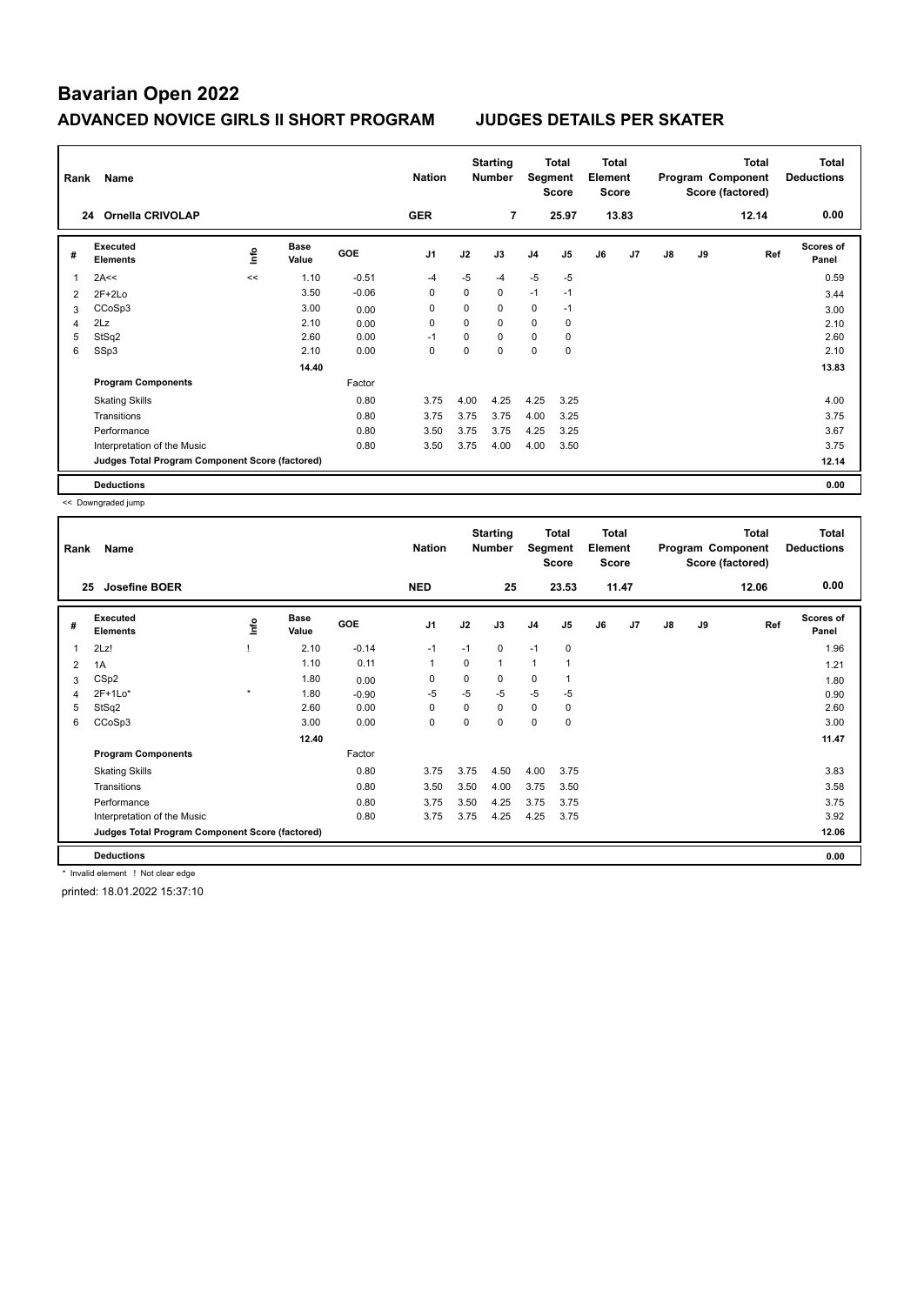# Bavarian Open 2022

## ADVANCED NOVICE GIRLS II SHORT PROGRAM JUDGES DETAILS PER SKATER

| Rank | Name | Nation | Starting Number | Total Segment Score | Total Element Score | Total Program Component Score (factored) | Total Deductions |
|---|---|---|---|---|---|---|---|
| 24 | Ornella CRIVOLAP | GER | 7 | 25.97 | 13.83 | 12.14 | 0.00 |

| # | Executed Elements | Info | Base Value | GOE | J1 | J2 | J3 | J4 | J5 | J6 | J7 | J8 | J9 | Ref | Scores of Panel |
|---|---|---|---|---|---|---|---|---|---|---|---|---|---|---|---|
| 1 | 2A<< | << | 1.10 | -0.51 | -4 | -5 | -4 | -5 | -5 | | | | | | 0.59 |
| 2 | 2F+2Lo | | 3.50 | -0.06 | 0 | 0 | 0 | -1 | -1 | | | | | | 3.44 |
| 3 | CCoSp3 | | 3.00 | 0.00 | 0 | 0 | 0 | 0 | -1 | | | | | | 3.00 |
| 4 | 2Lz | | 2.10 | 0.00 | 0 | 0 | 0 | 0 | 0 | | | | | | 2.10 |
| 5 | StSq2 | | 2.60 | 0.00 | -1 | 0 | 0 | 0 | 0 | | | | | | 2.60 |
| 6 | SSp3 | | 2.10 | 0.00 | 0 | 0 | 0 | 0 | 0 | | | | | | 2.10 |
| | | | 14.40 | | | | | | | | | | | | 13.83 |
| | **Program Components** | | | Factor | | | | | | | | | | | |
| | Skating Skills | | | 0.80 | 3.75 | 4.00 | 4.25 | 4.25 | 3.25 | | | | | | 4.00 |
| | Transitions | | | 0.80 | 3.75 | 3.75 | 3.75 | 4.00 | 3.25 | | | | | | 3.75 |
| | Performance | | | 0.80 | 3.50 | 3.75 | 3.75 | 4.25 | 3.25 | | | | | | 3.67 |
| | Interpretation of the Music | | | 0.80 | 3.50 | 3.75 | 4.00 | 4.00 | 3.50 | | | | | | 3.75 |
| | **Judges Total Program Component Score (factored)** | | | | | | | | | | | | | | 12.14 |
| | **Deductions** | | | | | | | | | | | | | | 0.00 |

<< Downgraded jump

| Rank | Name | Nation | Starting Number | Total Segment Score | Total Element Score | Total Program Component Score (factored) | Total Deductions |
|---|---|---|---|---|---|---|---|
| 25 | Josefine BOER | NED | 25 | 23.53 | 11.47 | 12.06 | 0.00 |

| # | Executed Elements | Info | Base Value | GOE | J1 | J2 | J3 | J4 | J5 | J6 | J7 | J8 | J9 | Ref | Scores of Panel |
|---|---|---|---|---|---|---|---|---|---|---|---|---|---|---|---|
| 1 | 2Lz! | ! | 2.10 | -0.14 | -1 | -1 | 0 | -1 | 0 | | | | | | 1.96 |
| 2 | 1A | | 1.10 | 0.11 | 1 | 0 | 1 | 1 | 1 | | | | | | 1.21 |
| 3 | CSp2 | | 1.80 | 0.00 | 0 | 0 | 0 | 0 | 1 | | | | | | 1.80 |
| 4 | 2F+1Lo* | * | 1.80 | -0.90 | -5 | -5 | -5 | -5 | -5 | | | | | | 0.90 |
| 5 | StSq2 | | 2.60 | 0.00 | 0 | 0 | 0 | 0 | 0 | | | | | | 2.60 |
| 6 | CCoSp3 | | 3.00 | 0.00 | 0 | 0 | 0 | 0 | 0 | | | | | | 3.00 |
| | | | 12.40 | | | | | | | | | | | | 11.47 |
| | **Program Components** | | | Factor | | | | | | | | | | | |
| | Skating Skills | | | 0.80 | 3.75 | 3.75 | 4.50 | 4.00 | 3.75 | | | | | | 3.83 |
| | Transitions | | | 0.80 | 3.50 | 3.50 | 4.00 | 3.75 | 3.50 | | | | | | 3.58 |
| | Performance | | | 0.80 | 3.75 | 3.50 | 4.25 | 3.75 | 3.75 | | | | | | 3.75 |
| | Interpretation of the Music | | | 0.80 | 3.75 | 3.75 | 4.25 | 4.25 | 3.75 | | | | | | 3.92 |
| | **Judges Total Program Component Score (factored)** | | | | | | | | | | | | | | 12.06 |
| | **Deductions** | | | | | | | | | | | | | | 0.00 |

* Invalid element ! Not clear edge

printed: 18.01.2022 15:37:10